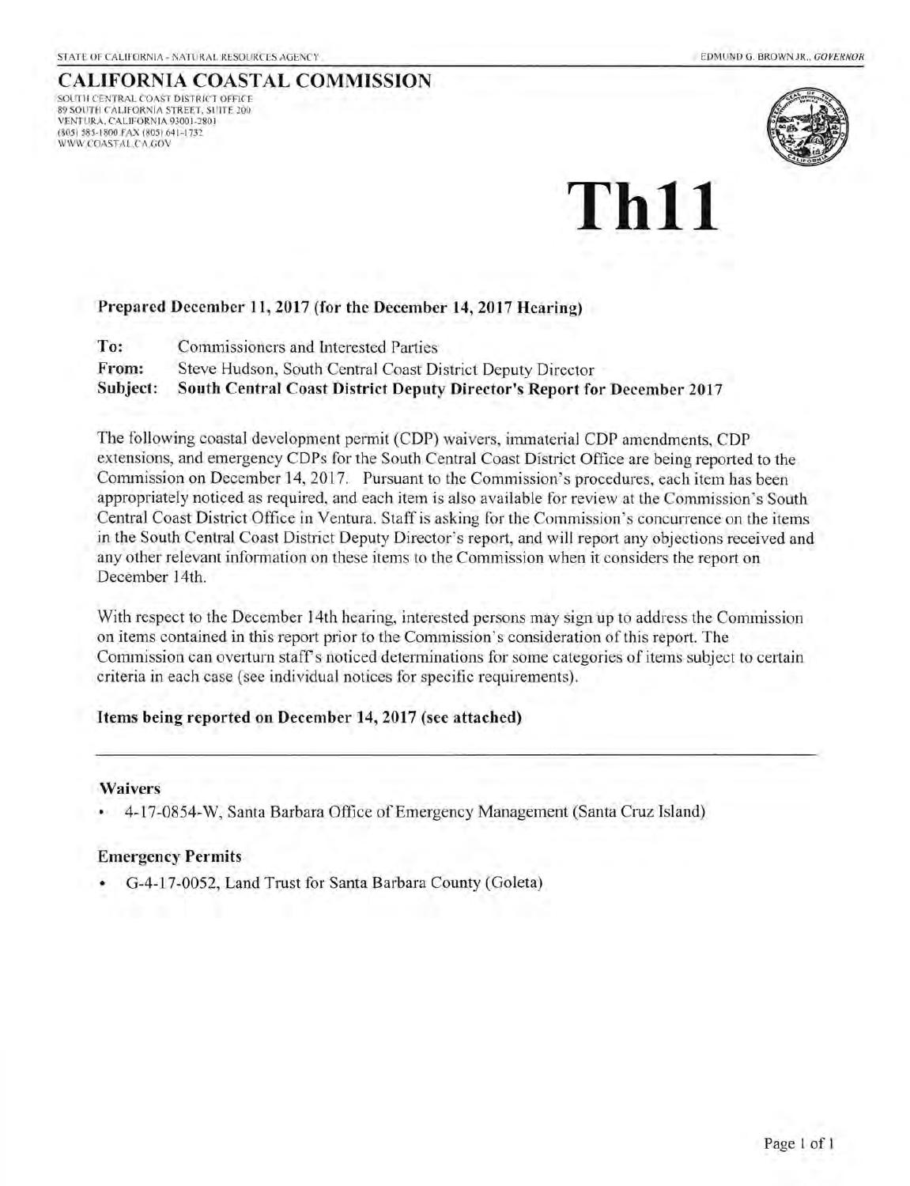STATE OF CALIFORNIA - NATURAL RESOURCES AGENCY EDMUND G. BROWN JR., *GOVERNOR*

# CALIFORNIA COASTAL COMMISSION

SOUTH CENTRAL COAST DISTRICT OFFICE
89 SOUTH CALIFORNIA STREET, SUITE 200
VENTURA, CALIFORNIA 93001-2801
(805) 585-1800 FAX (805) 641-1732
WWW.COASTAL.CA.GOV

# Th11

**Prepared December 11, 2017 (for the December 14, 2017 Hearing)**

**To:** Commissioners and Interested Parties
**From:** Steve Hudson, South Central Coast District Deputy Director
**Subject:** **South Central Coast District Deputy Director's Report for December 2017**

The following coastal development permit (CDP) waivers, immaterial CDP amendments, CDP extensions, and emergency CDPs for the South Central Coast District Office are being reported to the Commission on December 14, 2017. Pursuant to the Commission's procedures, each item has been appropriately noticed as required, and each item is also available for review at the Commission's South Central Coast District Office in Ventura. Staff is asking for the Commission's concurrence on the items in the South Central Coast District Deputy Director's report, and will report any objections received and any other relevant information on these items to the Commission when it considers the report on December 14th.

With respect to the December 14th hearing, interested persons may sign up to address the Commission on items contained in this report prior to the Commission's consideration of this report. The Commission can overturn staff's noticed determinations for some categories of items subject to certain criteria in each case (see individual notices for specific requirements).

**Items being reported on December 14, 2017 (see attached)**

---

### Waivers

- 4-17-0854-W, Santa Barbara Office of Emergency Management (Santa Cruz Island)

### Emergency Permits

- G-4-17-0052, Land Trust for Santa Barbara County (Goleta)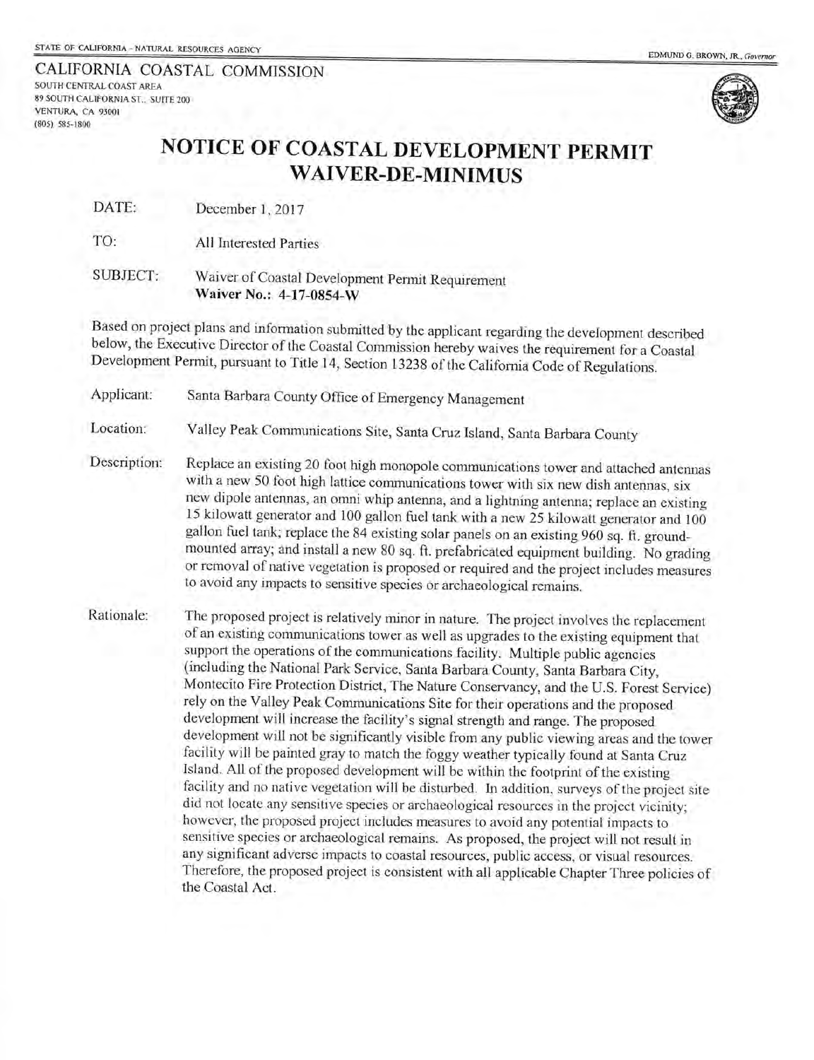STATE OF CALIFORNIA - NATURAL RESOURCES AGENCY

EDMUND G. BROWN, JR., *Governor*

CALIFORNIA COASTAL COMMISSION
SOUTH CENTRAL COAST AREA
89 SOUTH CALIFORNIA ST., SUITE 200
VENTURA, CA 93001
(805) 585-1800

# NOTICE OF COASTAL DEVELOPMENT PERMIT WAIVER-DE-MINIMUS

DATE: December 1, 2017

TO: All Interested Parties

SUBJECT: Waiver of Coastal Development Permit Requirement
**Waiver No.: 4-17-0854-W**

Based on project plans and information submitted by the applicant regarding the development described below, the Executive Director of the Coastal Commission hereby waives the requirement for a Coastal Development Permit, pursuant to Title 14, Section 13238 of the California Code of Regulations.

Applicant: Santa Barbara County Office of Emergency Management

Location: Valley Peak Communications Site, Santa Cruz Island, Santa Barbara County

Description: Replace an existing 20 foot high monopole communications tower and attached antennas with a new 50 foot high lattice communications tower with six new dish antennas, six new dipole antennas, an omni whip antenna, and a lightning antenna; replace an existing 15 kilowatt generator and 100 gallon fuel tank with a new 25 kilowatt generator and 100 gallon fuel tank; replace the 84 existing solar panels on an existing 960 sq. ft. ground-mounted array; and install a new 80 sq. ft. prefabricated equipment building. No grading or removal of native vegetation is proposed or required and the project includes measures to avoid any impacts to sensitive species or archaeological remains.

Rationale: The proposed project is relatively minor in nature. The project involves the replacement of an existing communications tower as well as upgrades to the existing equipment that support the operations of the communications facility. Multiple public agencies (including the National Park Service, Santa Barbara County, Santa Barbara City, Montecito Fire Protection District, The Nature Conservancy, and the U.S. Forest Service) rely on the Valley Peak Communications Site for their operations and the proposed development will increase the facility's signal strength and range. The proposed development will not be significantly visible from any public viewing areas and the tower facility will be painted gray to match the foggy weather typically found at Santa Cruz Island. All of the proposed development will be within the footprint of the existing facility and no native vegetation will be disturbed. In addition, surveys of the project site did not locate any sensitive species or archaeological resources in the project vicinity; however, the proposed project includes measures to avoid any potential impacts to sensitive species or archaeological remains. As proposed, the project will not result in any significant adverse impacts to coastal resources, public access, or visual resources. Therefore, the proposed project is consistent with all applicable Chapter Three policies of the Coastal Act.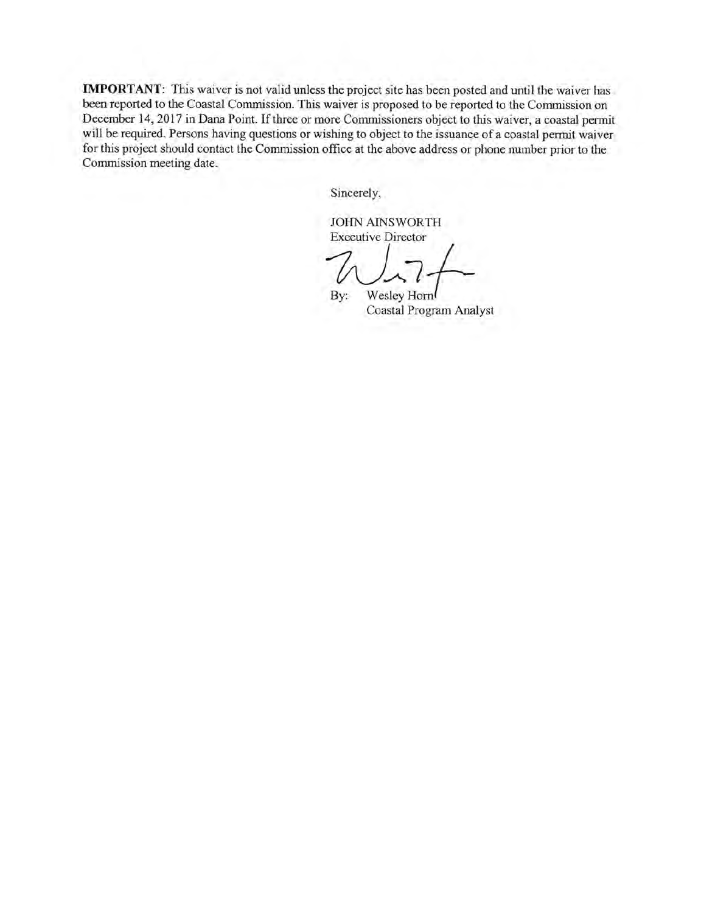**IMPORTANT**: This waiver is not valid unless the project site has been posted and until the waiver has been reported to the Coastal Commission. This waiver is proposed to be reported to the Commission on December 14, 2017 in Dana Point. If three or more Commissioners object to this waiver, a coastal permit will be required. Persons having questions or wishing to object to the issuance of a coastal permit waiver for this project should contact the Commission office at the above address or phone number prior to the Commission meeting date.

Sincerely,

JOHN AINSWORTH
Executive Director

By: Wesley Horn
Coastal Program Analyst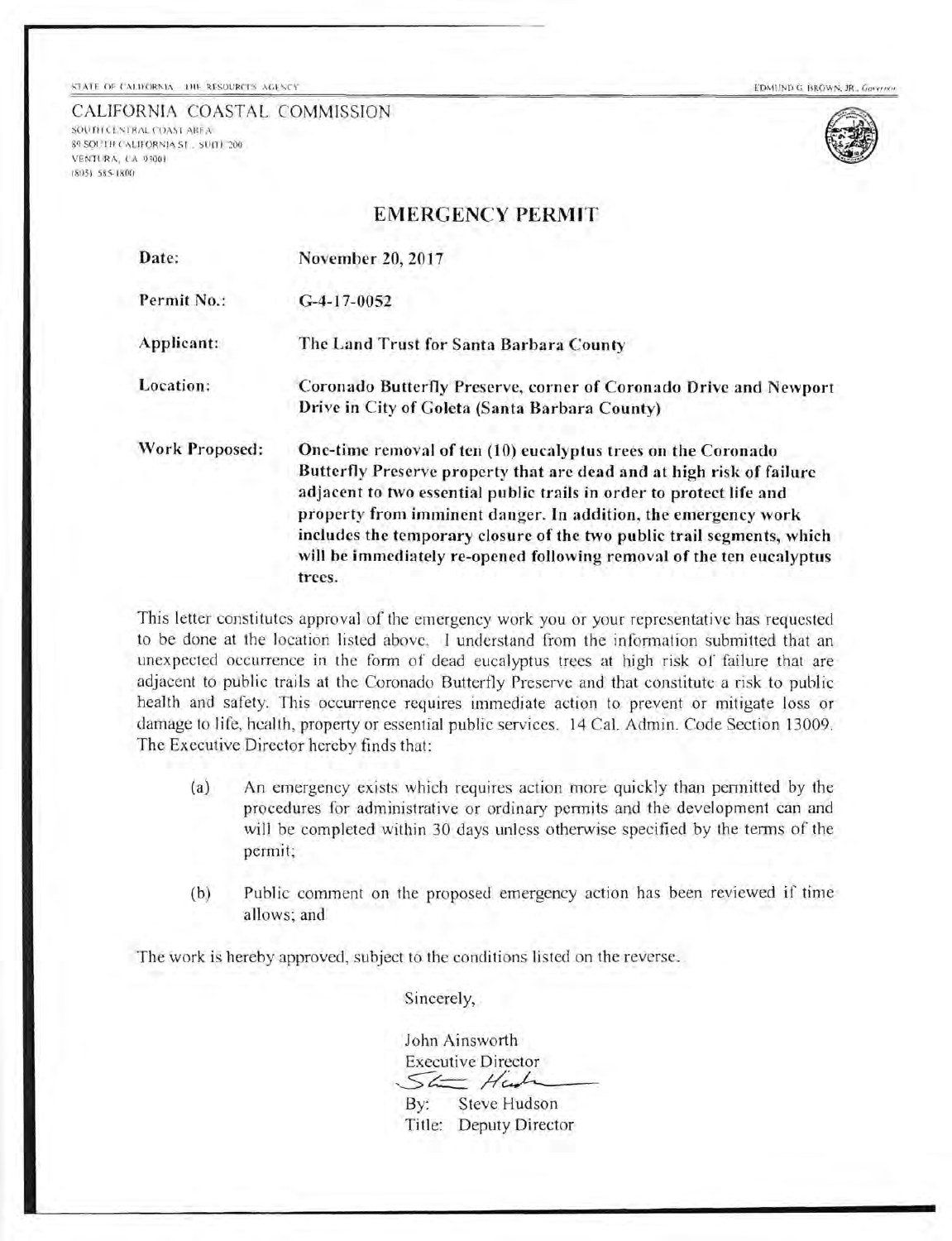STATE OF CALIFORNIA – THE RESOURCES AGENCY

EDMUND G. BROWN, JR., *Governor*

CALIFORNIA COASTAL COMMISSION
SOUTH CENTRAL COAST AREA
89 SOUTH CALIFORNIA ST., SUITE 200
VENTURA, CA 93001
(805) 585-1800

## EMERGENCY PERMIT

| | |
|---|---|
| **Date:** | **November 20, 2017** |
| **Permit No.:** | **G-4-17-0052** |
| **Applicant:** | **The Land Trust for Santa Barbara County** |
| **Location:** | **Coronado Butterfly Preserve, corner of Coronado Drive and Newport Drive in City of Goleta (Santa Barbara County)** |
| **Work Proposed:** | **One-time removal of ten (10) eucalyptus trees on the Coronado Butterfly Preserve property that are dead and at high risk of failure adjacent to two essential public trails in order to protect life and property from imminent danger. In addition, the emergency work includes the temporary closure of the two public trail segments, which will be immediately re-opened following removal of the ten eucalyptus trees.** |

This letter constitutes approval of the emergency work you or your representative has requested to be done at the location listed above. I understand from the information submitted that an unexpected occurrence in the form of dead eucalyptus trees at high risk of failure that are adjacent to public trails at the Coronado Butterfly Preserve and that constitute a risk to public health and safety. This occurrence requires immediate action to prevent or mitigate loss or damage to life, health, property or essential public services. 14 Cal. Admin. Code Section 13009. The Executive Director hereby finds that:

(a) An emergency exists which requires action more quickly than permitted by the procedures for administrative or ordinary permits and the development can and will be completed within 30 days unless otherwise specified by the terms of the permit;

(b) Public comment on the proposed emergency action has been reviewed if time allows; and

The work is hereby approved, subject to the conditions listed on the reverse.

Sincerely,

John Ainsworth
Executive Director

By: Steve Hudson
Title: Deputy Director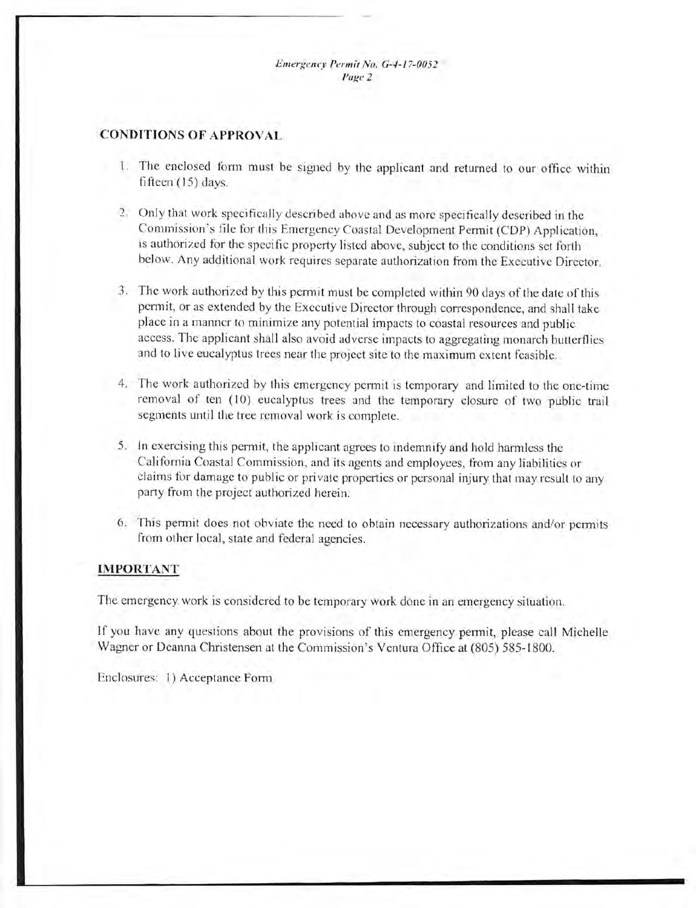## CONDITIONS OF APPROVAL

1. The enclosed form must be signed by the applicant and returned to our office within fifteen (15) days.

2. Only that work specifically described above and as more specifically described in the Commission's file for this Emergency Coastal Development Permit (CDP) Application, is authorized for the specific property listed above, subject to the conditions set forth below. Any additional work requires separate authorization from the Executive Director.

3. The work authorized by this permit must be completed within 90 days of the date of this permit, or as extended by the Executive Director through correspondence, and shall take place in a manner to minimize any potential impacts to coastal resources and public access. The applicant shall also avoid adverse impacts to aggregating monarch butterflies and to live eucalyptus trees near the project site to the maximum extent feasible.

4. The work authorized by this emergency permit is temporary and limited to the one-time removal of ten (10) eucalyptus trees and the temporary closure of two public trail segments until the tree removal work is complete.

5. In exercising this permit, the applicant agrees to indemnify and hold harmless the California Coastal Commission, and its agents and employees, from any liabilities or claims for damage to public or private properties or personal injury that may result to any party from the project authorized herein.

6. This permit does not obviate the need to obtain necessary authorizations and/or permits from other local, state and federal agencies.

## IMPORTANT

The emergency work is considered to be temporary work done in an emergency situation.

If you have any questions about the provisions of this emergency permit, please call Michelle Wagner or Deanna Christensen at the Commission's Ventura Office at (805) 585-1800.

Enclosures: 1) Acceptance Form